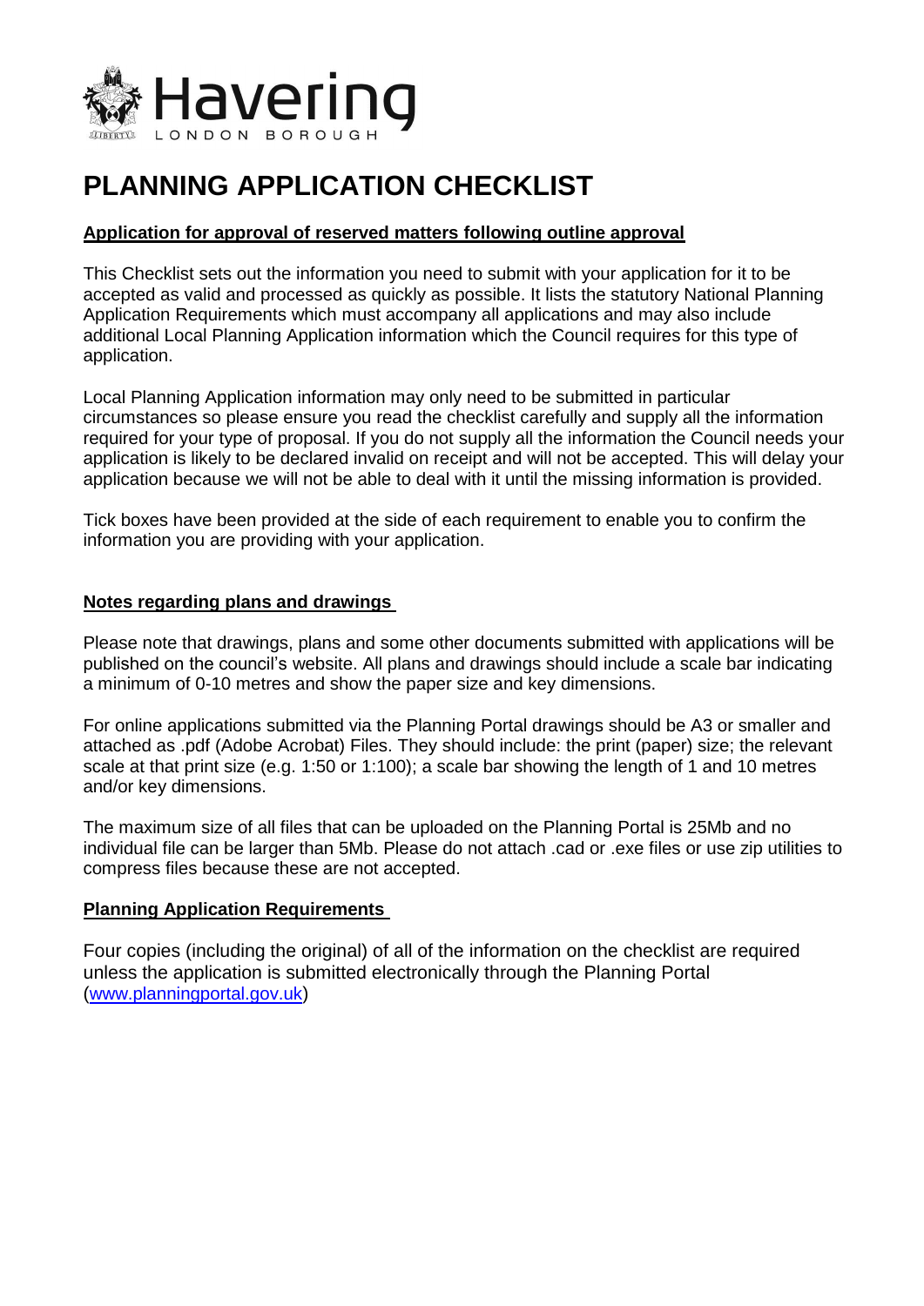Havering
LONDON BOROUGH

# PLANNING APPLICATION CHECKLIST

**Application for approval of reserved matters following outline approval**

This Checklist sets out the information you need to submit with your application for it to be accepted as valid and processed as quickly as possible. It lists the statutory National Planning Application Requirements which must accompany all applications and may also include additional Local Planning Application information which the Council requires for this type of application.

Local Planning Application information may only need to be submitted in particular circumstances so please ensure you read the checklist carefully and supply all the information required for your type of proposal. If you do not supply all the information the Council needs your application is likely to be declared invalid on receipt and will not be accepted. This will delay your application because we will not be able to deal with it until the missing information is provided.

Tick boxes have been provided at the side of each requirement to enable you to confirm the information you are providing with your application.

**Notes regarding plans and drawings**

Please note that drawings, plans and some other documents submitted with applications will be published on the council's website. All plans and drawings should include a scale bar indicating a minimum of 0-10 metres and show the paper size and key dimensions.

For online applications submitted via the Planning Portal drawings should be A3 or smaller and attached as .pdf (Adobe Acrobat) Files. They should include: the print (paper) size; the relevant scale at that print size (e.g. 1:50 or 1:100); a scale bar showing the length of 1 and 10 metres and/or key dimensions.

The maximum size of all files that can be uploaded on the Planning Portal is 25Mb and no individual file can be larger than 5Mb. Please do not attach .cad or .exe files or use zip utilities to compress files because these are not accepted.

**Planning Application Requirements**

Four copies (including the original) of all of the information on the checklist are required unless the application is submitted electronically through the Planning Portal ([www.planningportal.gov.uk](http://www.planningportal.gov.uk))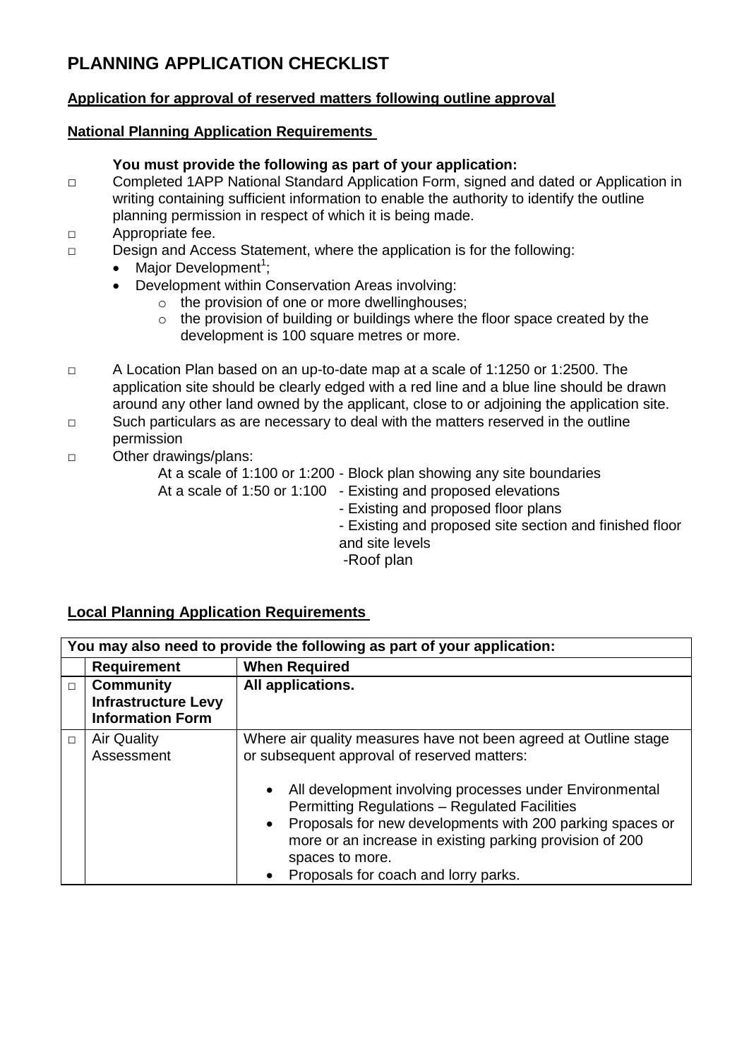# PLANNING APPLICATION CHECKLIST

## Application for approval of reserved matters following outline approval

### National Planning Application Requirements

**You must provide the following as part of your application:**

- □ Completed 1APP National Standard Application Form, signed and dated or Application in writing containing sufficient information to enable the authority to identify the outline planning permission in respect of which it is being made.
- □ Appropriate fee.
- □ Design and Access Statement, where the application is for the following:
  - Major Development[1];
  - Development within Conservation Areas involving:
    - the provision of one or more dwellinghouses;
    - the provision of building or buildings where the floor space created by the development is 100 square metres or more.
- □ A Location Plan based on an up-to-date map at a scale of 1:1250 or 1:2500. The application site should be clearly edged with a red line and a blue line should be drawn around any other land owned by the applicant, close to or adjoining the application site.
- □ Such particulars as are necessary to deal with the matters reserved in the outline permission
- □ Other drawings/plans:

  At a scale of 1:100 or 1:200 - Block plan showing any site boundaries

  At a scale of 1:50 or 1:100
  - Existing and proposed elevations
  - Existing and proposed floor plans
  - Existing and proposed site section and finished floor and site levels
  - Roof plan

### Local Planning Application Requirements

| You may also need to provide the following as part of your application: | | |
|---|---|---|
| | **Requirement** | **When Required** |
| □ | **Community Infrastructure Levy Information Form** | **All applications.** |
| □ | Air Quality Assessment | Where air quality measures have not been agreed at Outline stage or subsequent approval of reserved matters:<br><br>• All development involving processes under Environmental Permitting Regulations – Regulated Facilities<br>• Proposals for new developments with 200 parking spaces or more or an increase in existing parking provision of 200 spaces to more.<br>• Proposals for coach and lorry parks. |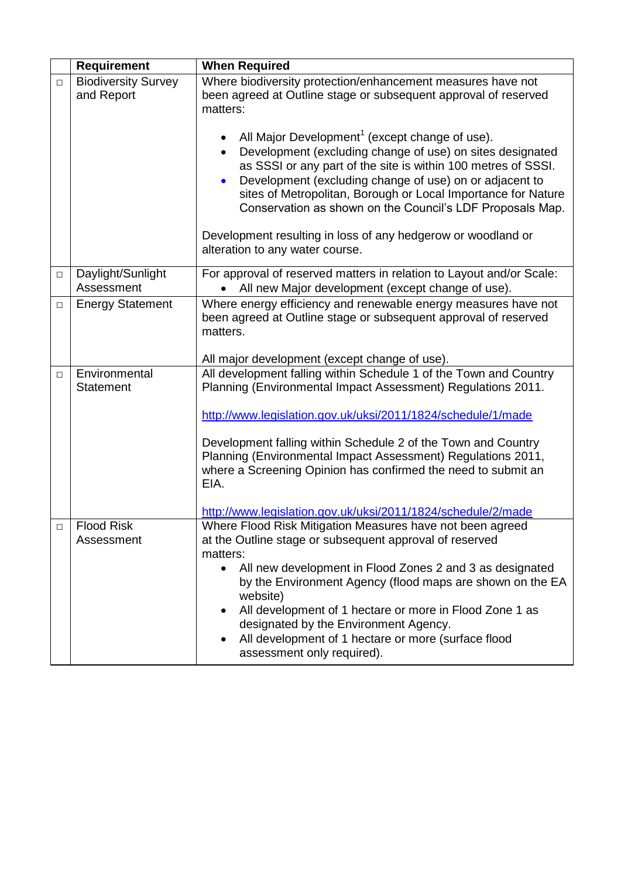| | Requirement | When Required |
|---|---|---|
| □ | Biodiversity Survey and Report | Where biodiversity protection/enhancement measures have not been agreed at Outline stage or subsequent approval of reserved matters:<br><br>• All Major Development[1] (except change of use).<br>• Development (excluding change of use) on sites designated as SSSI or any part of the site is within 100 metres of SSSI.<br>• Development (excluding change of use) on or adjacent to sites of Metropolitan, Borough or Local Importance for Nature Conservation as shown on the Council's LDF Proposals Map.<br><br>Development resulting in loss of any hedgerow or woodland or alteration to any water course. |
| □ | Daylight/Sunlight Assessment | For approval of reserved matters in relation to Layout and/or Scale:<br>• All new Major development (except change of use). |
| □ | Energy Statement | Where energy efficiency and renewable energy measures have not been agreed at Outline stage or subsequent approval of reserved matters.<br><br>All major development (except change of use). |
| □ | Environmental Statement | All development falling within Schedule 1 of the Town and Country Planning (Environmental Impact Assessment) Regulations 2011.<br><br>http://www.legislation.gov.uk/uksi/2011/1824/schedule/1/made<br><br>Development falling within Schedule 2 of the Town and Country Planning (Environmental Impact Assessment) Regulations 2011, where a Screening Opinion has confirmed the need to submit an EIA.<br><br>http://www.legislation.gov.uk/uksi/2011/1824/schedule/2/made |
| □ | Flood Risk Assessment | Where Flood Risk Mitigation Measures have not been agreed at the Outline stage or subsequent approval of reserved matters:<br>• All new development in Flood Zones 2 and 3 as designated by the Environment Agency (flood maps are shown on the EA website)<br>• All development of 1 hectare or more in Flood Zone 1 as designated by the Environment Agency.<br>• All development of 1 hectare or more (surface flood assessment only required). |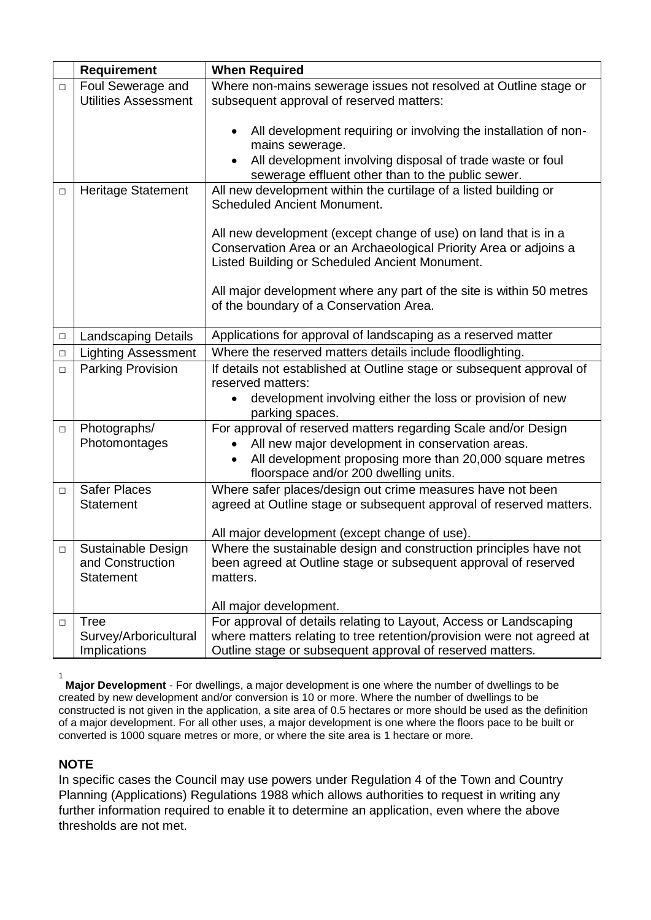| | Requirement | When Required |
|---|---|---|
| □ | Foul Sewerage and Utilities Assessment | Where non-mains sewerage issues not resolved at Outline stage or subsequent approval of reserved matters:<br><br>• All development requiring or involving the installation of non-mains sewerage.<br>• All development involving disposal of trade waste or foul sewerage effluent other than to the public sewer. |
| □ | Heritage Statement | All new development within the curtilage of a listed building or Scheduled Ancient Monument.<br><br>All new development (except change of use) on land that is in a Conservation Area or an Archaeological Priority Area or adjoins a Listed Building or Scheduled Ancient Monument.<br><br>All major development where any part of the site is within 50 metres of the boundary of a Conservation Area. |
| □ | Landscaping Details | Applications for approval of landscaping as a reserved matter |
| □ | Lighting Assessment | Where the reserved matters details include floodlighting. |
| □ | Parking Provision | If details not established at Outline stage or subsequent approval of reserved matters:<br>• development involving either the loss or provision of new parking spaces. |
| □ | Photographs/ Photomontages | For approval of reserved matters regarding Scale and/or Design<br>• All new major development in conservation areas.<br>• All development proposing more than 20,000 square metres floorspace and/or 200 dwelling units. |
| □ | Safer Places Statement | Where safer places/design out crime measures have not been agreed at Outline stage or subsequent approval of reserved matters.<br><br>All major development (except change of use). |
| □ | Sustainable Design and Construction Statement | Where the sustainable design and construction principles have not been agreed at Outline stage or subsequent approval of reserved matters.<br><br>All major development. |
| □ | Tree Survey/Arboricultural Implications | For approval of details relating to Layout, Access or Landscaping where matters relating to tree retention/provision were not agreed at Outline stage or subsequent approval of reserved matters. |

[1] **Major Development** - For dwellings, a major development is one where the number of dwellings to be created by new development and/or conversion is 10 or more. Where the number of dwellings to be constructed is not given in the application, a site area of 0.5 hectares or more should be used as the definition of a major development. For all other uses, a major development is one where the floors pace to be built or converted is 1000 square metres or more, or where the site area is 1 hectare or more.

**NOTE**

In specific cases the Council may use powers under Regulation 4 of the Town and Country Planning (Applications) Regulations 1988 which allows authorities to request in writing any further information required to enable it to determine an application, even where the above thresholds are not met.